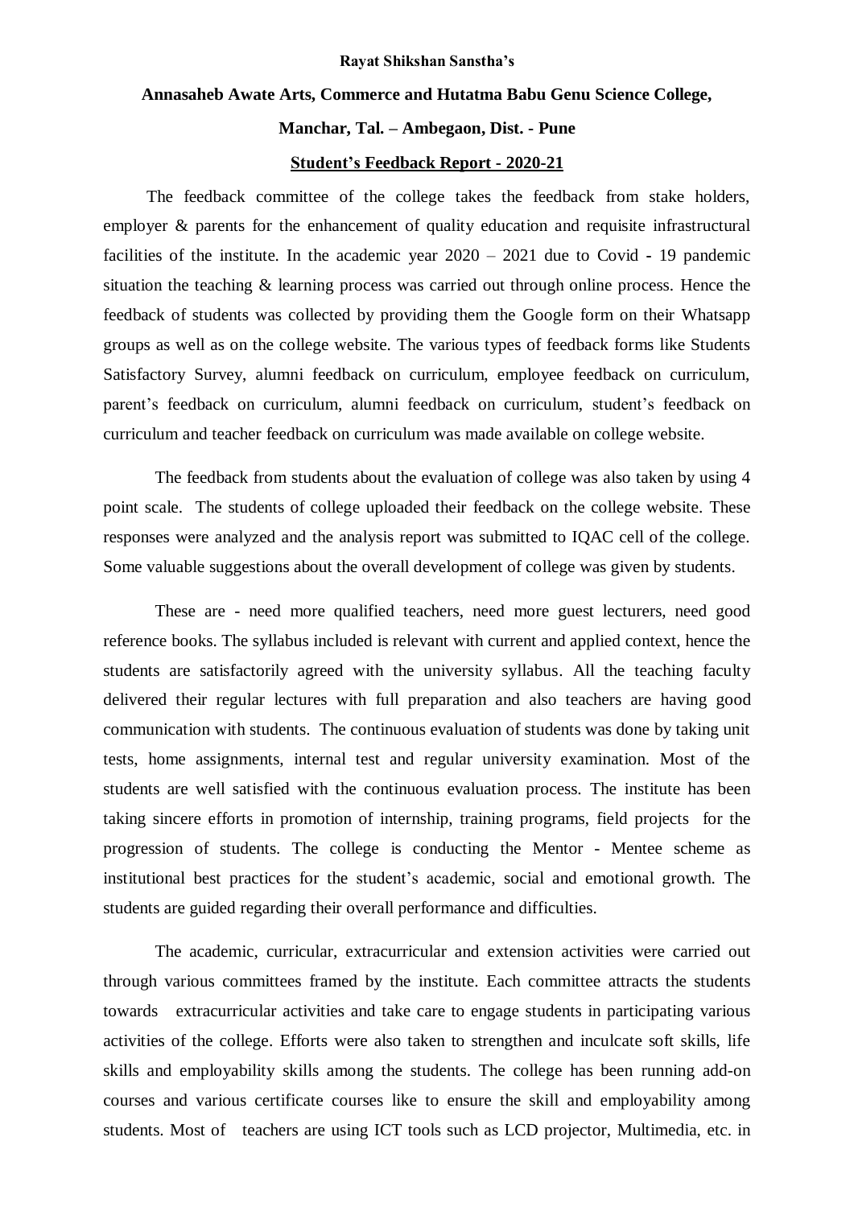**Rayat Shikshan Sanstha's**

**Annasaheb Awate Arts, Commerce and Hutatma Babu Genu Science College,**

**Manchar, Tal. – Ambegaon, Dist. - Pune**

**Student's Feedback Report - 2020-21**

The feedback committee of the college takes the feedback from stake holders, employer & parents for the enhancement of quality education and requisite infrastructural facilities of the institute. In the academic year 2020 – 2021 due to Covid - 19 pandemic situation the teaching & learning process was carried out through online process. Hence the feedback of students was collected by providing them the Google form on their Whatsapp groups as well as on the college website. The various types of feedback forms like Students Satisfactory Survey, alumni feedback on curriculum, employee feedback on curriculum, parent's feedback on curriculum, alumni feedback on curriculum, student's feedback on curriculum and teacher feedback on curriculum was made available on college website.

The feedback from students about the evaluation of college was also taken by using 4 point scale. The students of college uploaded their feedback on the college website. These responses were analyzed and the analysis report was submitted to IQAC cell of the college. Some valuable suggestions about the overall development of college was given by students.

These are - need more qualified teachers, need more guest lecturers, need good reference books. The syllabus included is relevant with current and applied context, hence the students are satisfactorily agreed with the university syllabus. All the teaching faculty delivered their regular lectures with full preparation and also teachers are having good communication with students. The continuous evaluation of students was done by taking unit tests, home assignments, internal test and regular university examination. Most of the students are well satisfied with the continuous evaluation process. The institute has been taking sincere efforts in promotion of internship, training programs, field projects for the progression of students. The college is conducting the Mentor - Mentee scheme as institutional best practices for the student's academic, social and emotional growth. The students are guided regarding their overall performance and difficulties.

The academic, curricular, extracurricular and extension activities were carried out through various committees framed by the institute. Each committee attracts the students towards extracurricular activities and take care to engage students in participating various activities of the college. Efforts were also taken to strengthen and inculcate soft skills, life skills and employability skills among the students. The college has been running add-on courses and various certificate courses like to ensure the skill and employability among students. Most of teachers are using ICT tools such as LCD projector, Multimedia, etc. in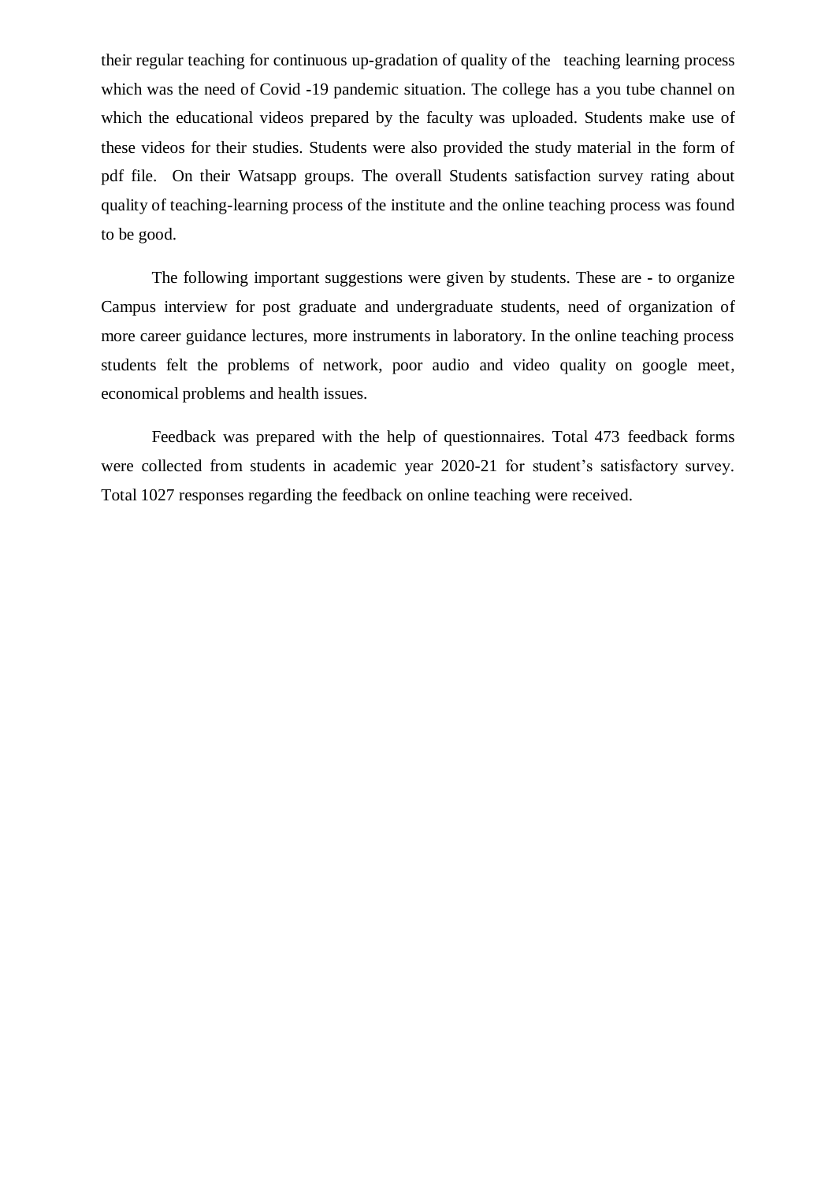their regular teaching for continuous up-gradation of quality of the teaching learning process which was the need of Covid -19 pandemic situation. The college has a you tube channel on which the educational videos prepared by the faculty was uploaded. Students make use of these videos for their studies. Students were also provided the study material in the form of pdf file. On their Watsapp groups. The overall Students satisfaction survey rating about quality of teaching-learning process of the institute and the online teaching process was found to be good.

The following important suggestions were given by students. These are - to organize Campus interview for post graduate and undergraduate students, need of organization of more career guidance lectures, more instruments in laboratory. In the online teaching process students felt the problems of network, poor audio and video quality on google meet, economical problems and health issues.

Feedback was prepared with the help of questionnaires. Total 473 feedback forms were collected from students in academic year 2020-21 for student's satisfactory survey. Total 1027 responses regarding the feedback on online teaching were received.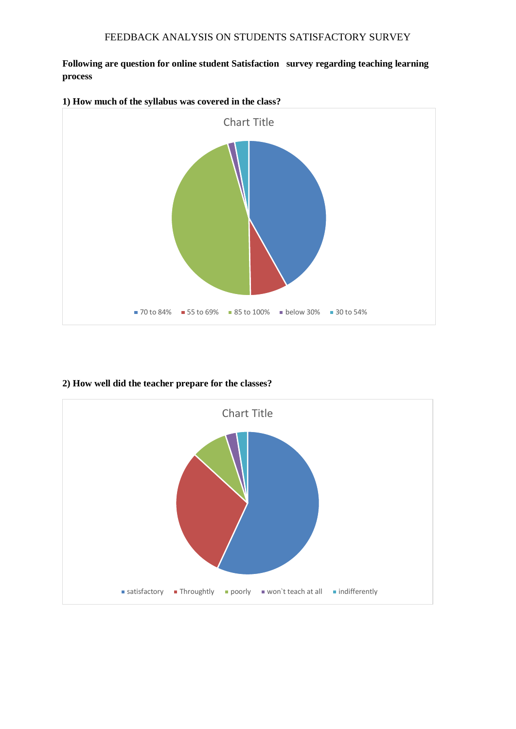FEEDBACK ANALYSIS ON STUDENTS SATISFACTORY SURVEY

**Following are question for online student Satisfaction survey regarding teaching learning process**

**1) How much of the syllabus was covered in the class?**

Chart Title

70 to 84% | 55 to 69% | 85 to 100% | below 30% | 30 to 54%

**2) How well did the teacher prepare for the classes?**

Chart Title

satisfactory | Throughtly | poorly | won`t teach at all | indifferently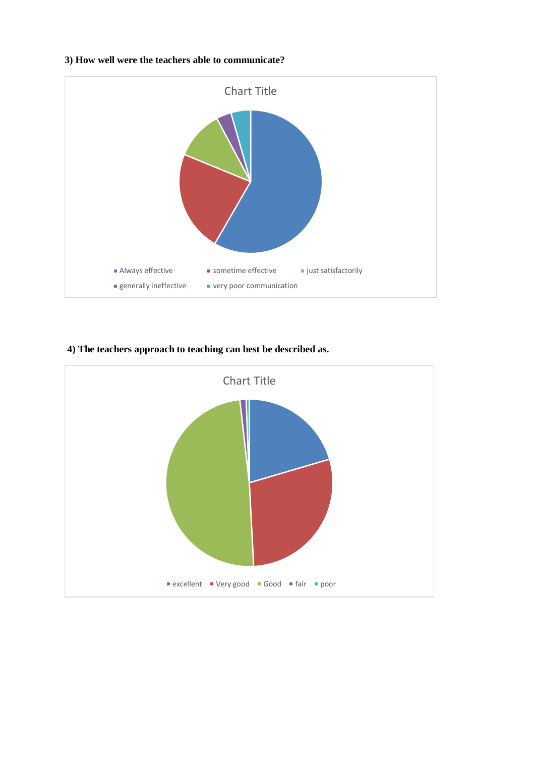**3) How well were the teachers able to communicate?**

Chart Title

- Always effective
- sometime effective
- just satisfactorily
- generally ineffective
- very poor communication

**4) The teachers approach to teaching can best be described as.**

Chart Title

- excellent
- Very good
- Good
- fair
- poor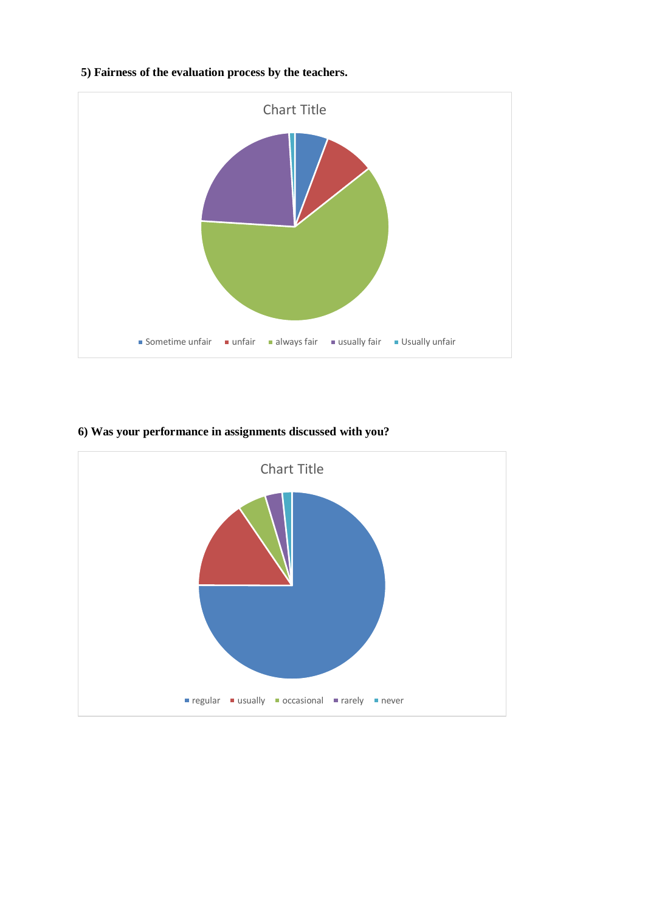**5) Fairness of the evaluation process by the teachers.**

Chart Title

■ Sometime unfair ■ unfair ■ always fair ■ usually fair ■ Usually unfair

**6) Was your performance in assignments discussed with you?**

Chart Title

■ regular ■ usually ■ occasional ■ rarely ■ never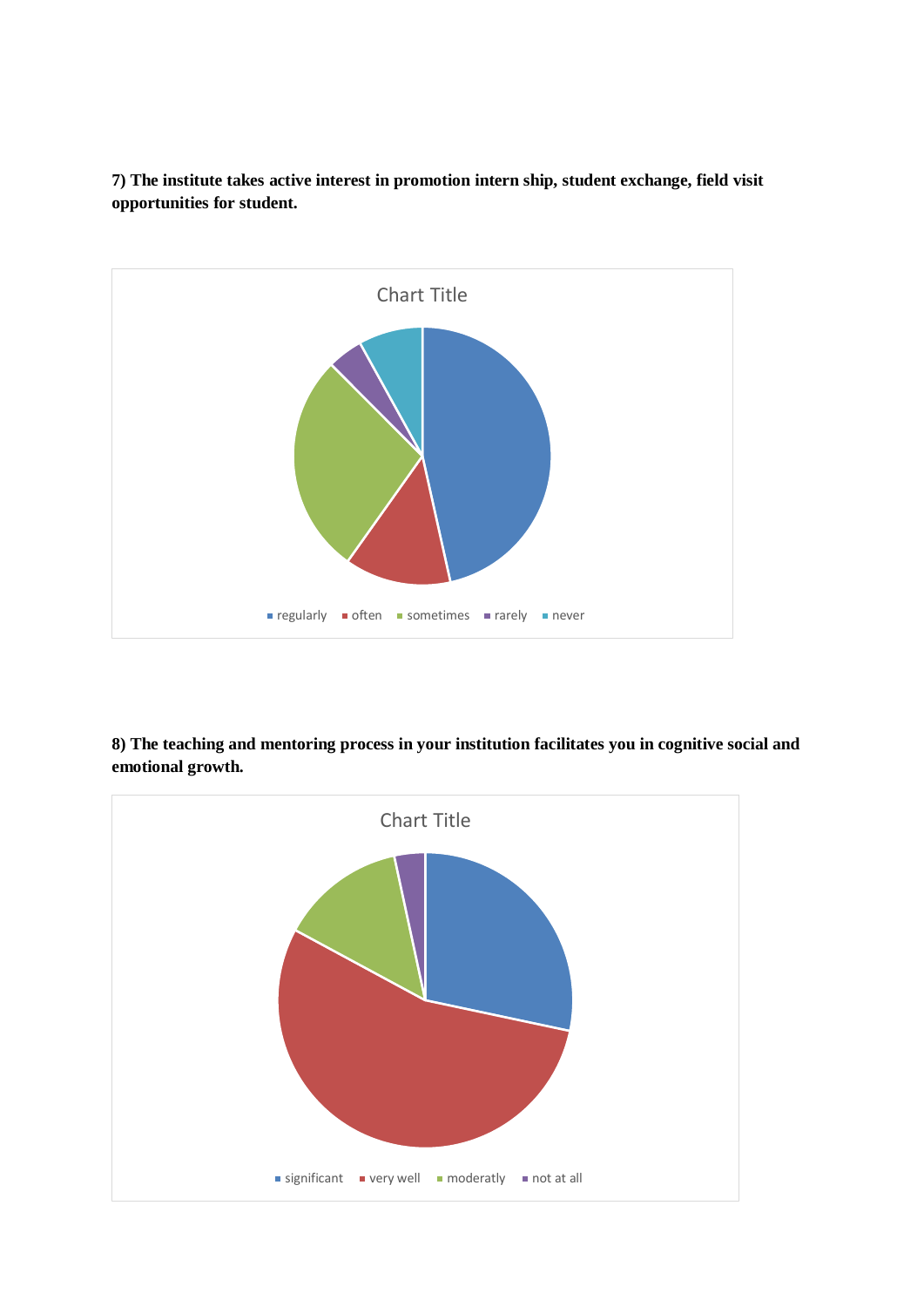**7) The institute takes active interest in promotion intern ship, student exchange, field visit opportunities for student.**

Chart Title

regularly often sometimes rarely never

**8) The teaching and mentoring process in your institution facilitates you in cognitive social and emotional growth.**

Chart Title

significant very well moderatly not at all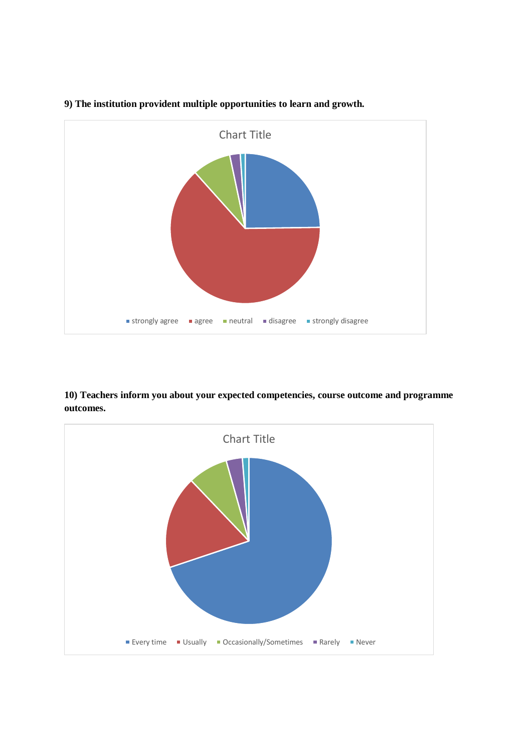**9) The institution provident multiple opportunities to learn and growth.**

Chart Title

strongly agree | agree | neutral | disagree | strongly disagree

**10) Teachers inform you about your expected competencies, course outcome and programme outcomes.**

Chart Title

Every time | Usually | Occasionally/Sometimes | Rarely | Never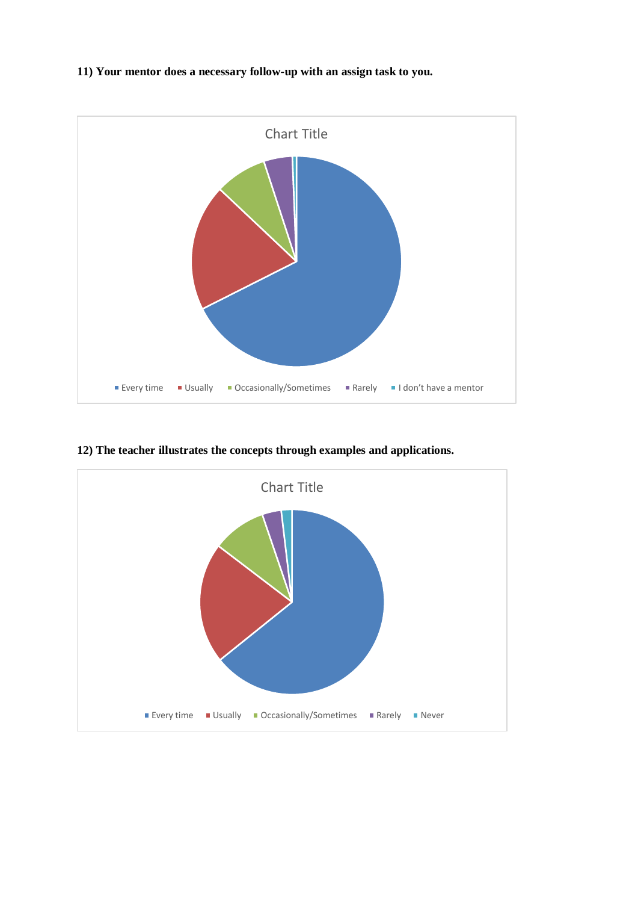**11) Your mentor does a necessary follow-up with an assign task to you.**

Chart Title

■ Every time ■ Usually ■ Occasionally/Sometimes ■ Rarely ■ I don't have a mentor

**12) The teacher illustrates the concepts through examples and applications.**

Chart Title

■ Every time ■ Usually ■ Occasionally/Sometimes ■ Rarely ■ Never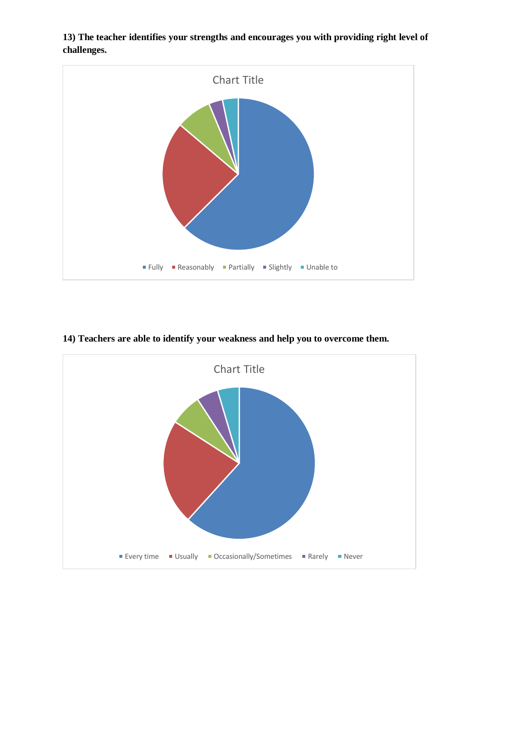**13) The teacher identifies your strengths and encourages you with providing right level of challenges.**

Chart Title

■ Fully ■ Reasonably ■ Partially ■ Slightly ■ Unable to

**14) Teachers are able to identify your weakness and help you to overcome them.**

Chart Title

■ Every time ■ Usually ■ Occasionally/Sometimes ■ Rarely ■ Never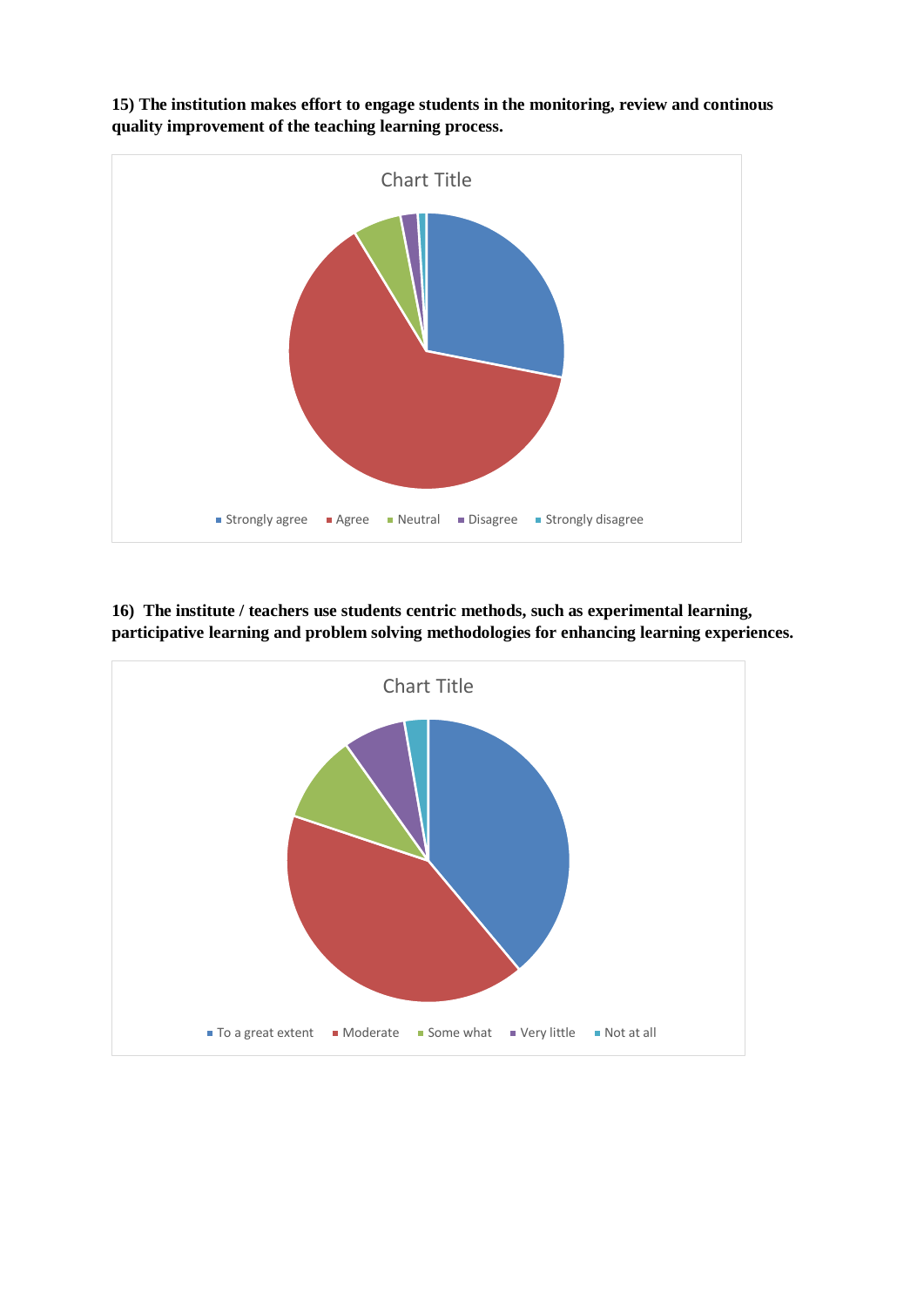**15) The institution makes effort to engage students in the monitoring, review and continous quality improvement of the teaching learning process.**

Chart Title

Strongly agree | Agree | Neutral | Disagree | Strongly disagree

**16) The institute / teachers use students centric methods, such as experimental learning, participative learning and problem solving methodologies for enhancing learning experiences.**

Chart Title

To a great extent | Moderate | Some what | Very little | Not at all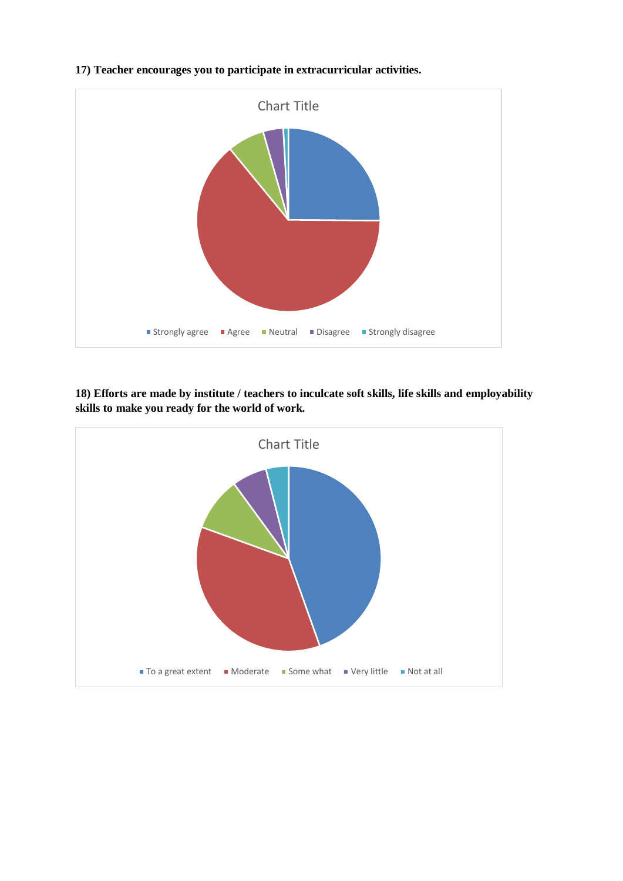**17) Teacher encourages you to participate in extracurricular activities.**

Chart Title

Strongly agree, Agree, Neutral, Disagree, Strongly disagree

**18) Efforts are made by institute / teachers to inculcate soft skills, life skills and employability skills to make you ready for the world of work.**

Chart Title

To a great extent, Moderate, Some what, Very little, Not at all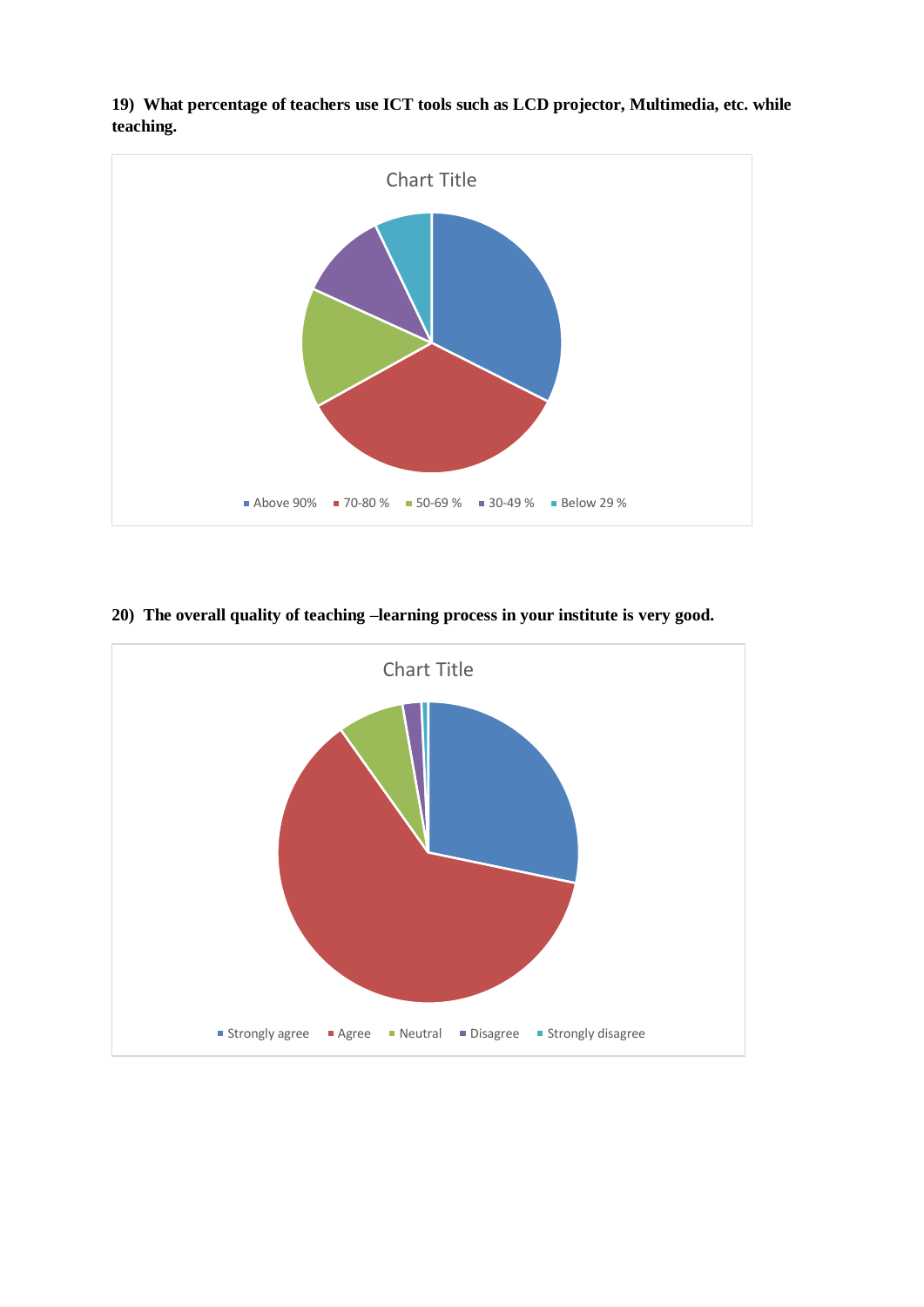**19) What percentage of teachers use ICT tools such as LCD projector, Multimedia, etc. while teaching.**

Chart Title

Above 90% | 70-80 % | 50-69 % | 30-49 % | Below 29 %

**20) The overall quality of teaching –learning process in your institute is very good.**

Chart Title

Strongly agree | Agree | Neutral | Disagree | Strongly disagree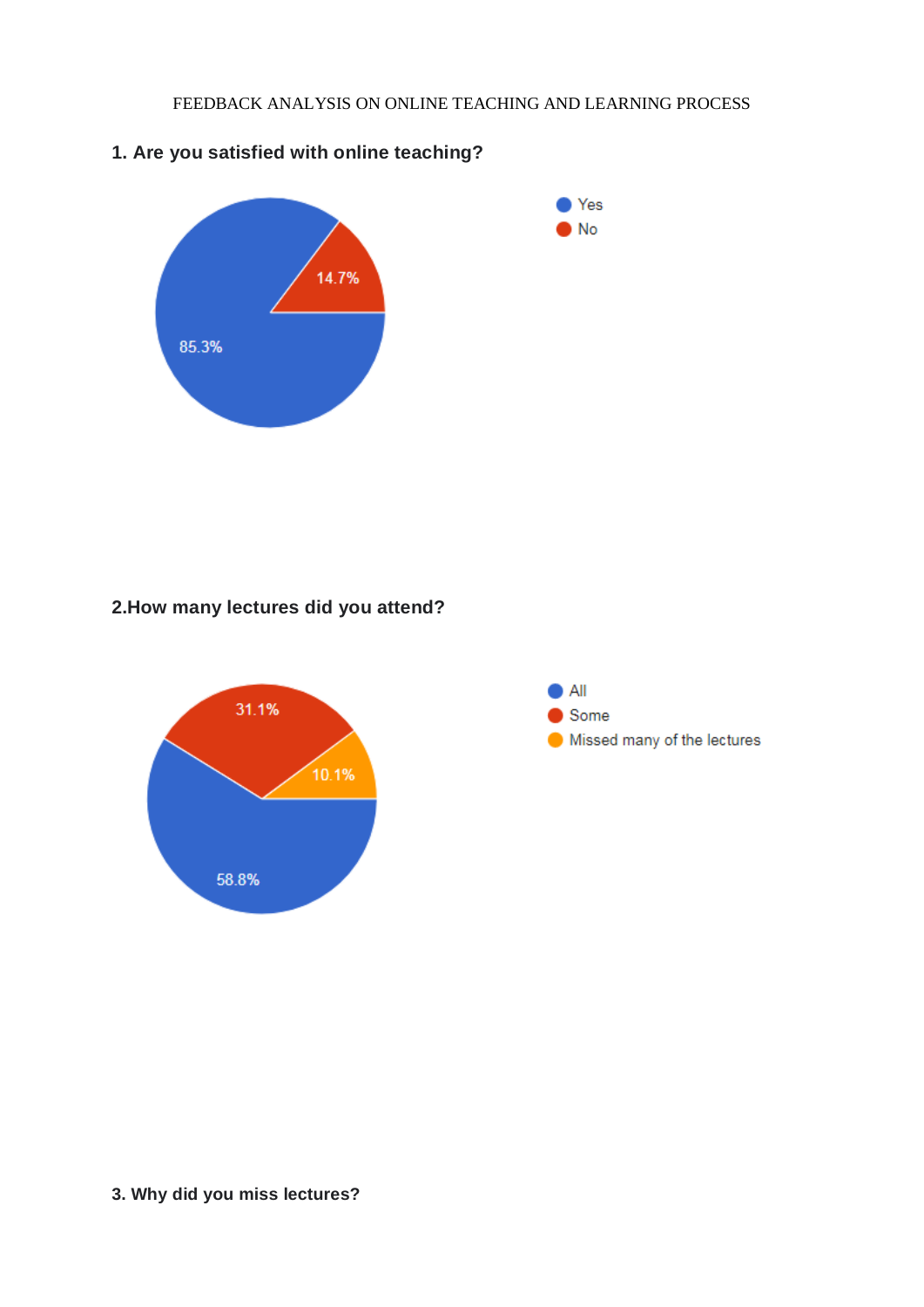FEEDBACK ANALYSIS ON ONLINE TEACHING AND LEARNING PROCESS

**1. Are you satisfied with online teaching?**

- Yes: 85.3%
- No: 14.7%

**2.How many lectures did you attend?**

- All: 58.8%
- Some: 31.1%
- Missed many of the lectures: 10.1%

**3. Why did you miss lectures?**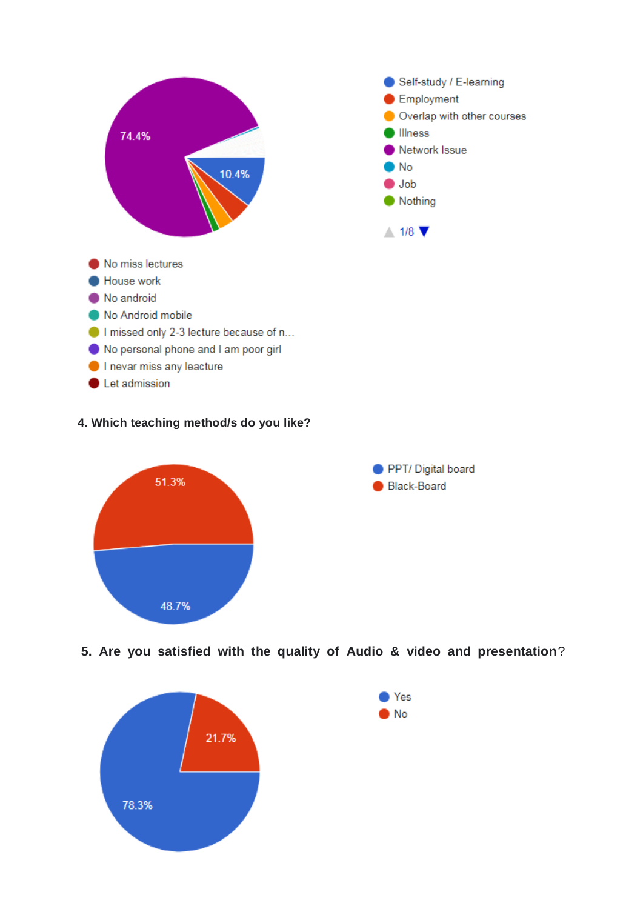74.4%

10.4%

- Self-study / E-learning
- Employment
- Overlap with other courses
- Illness
- Network Issue
- No
- Job
- Nothing

1/8

- No miss lectures
- House work
- No android
- No Android mobile
- I missed only 2-3 lecture because of n…
- No personal phone and I am poor girl
- I nevar miss any leacture
- Let admission

**4. Which teaching method/s do you like?**

51.3%

48.7%

- PPT/ Digital board
- Black-Board

**5. Are you satisfied with the quality of Audio & video and presentation?**

21.7%

78.3%

- Yes
- No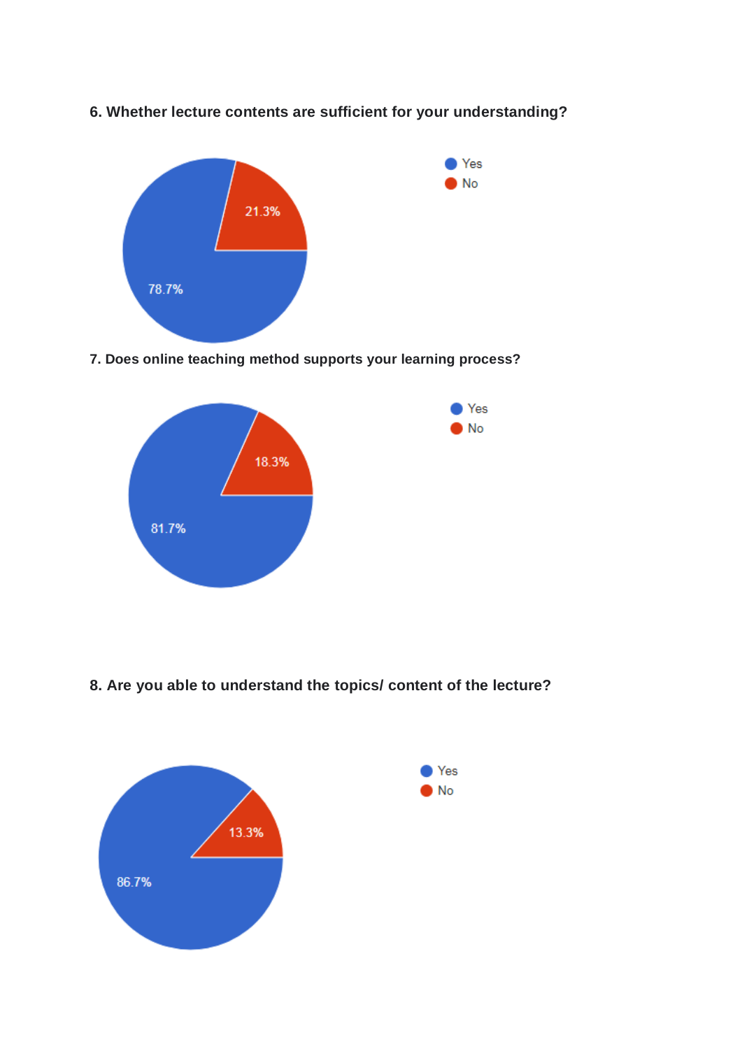**6. Whether lecture contents are sufficient for your understanding?**

- Yes
- No

21.3%

78.7%

**7. Does online teaching method supports your learning process?**

- Yes
- No

18.3%

81.7%

**8. Are you able to understand the topics/ content of the lecture?**

- Yes
- No

13.3%

86.7%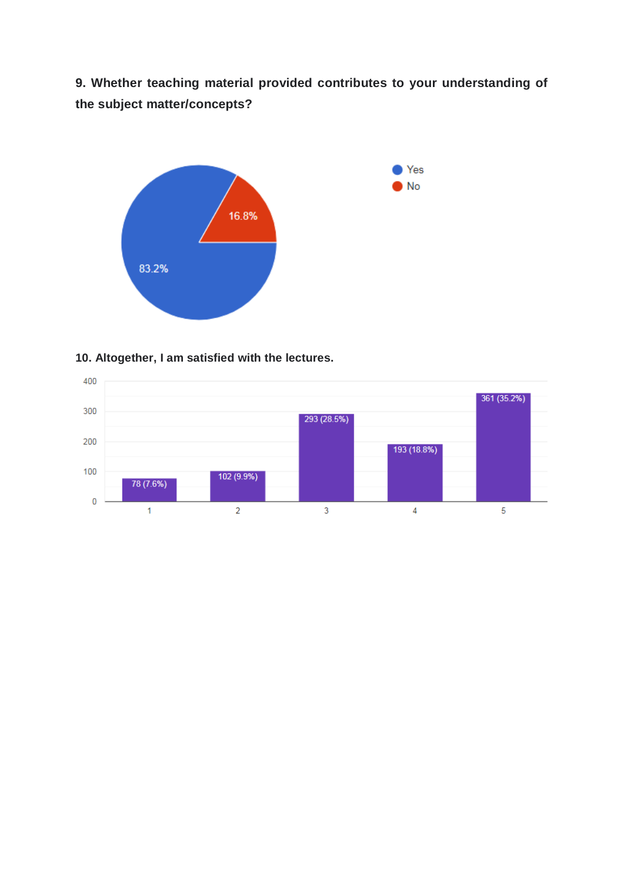**9. Whether teaching material provided contributes to your understanding of the subject matter/concepts?**

Yes
No

16.8%
83.2%

**10. Altogether, I am satisfied with the lectures.**

400
300
200
100
0

78 (7.6%)
102 (9.9%)
293 (28.5%)
193 (18.8%)
361 (35.2%)

1
2
3
4
5